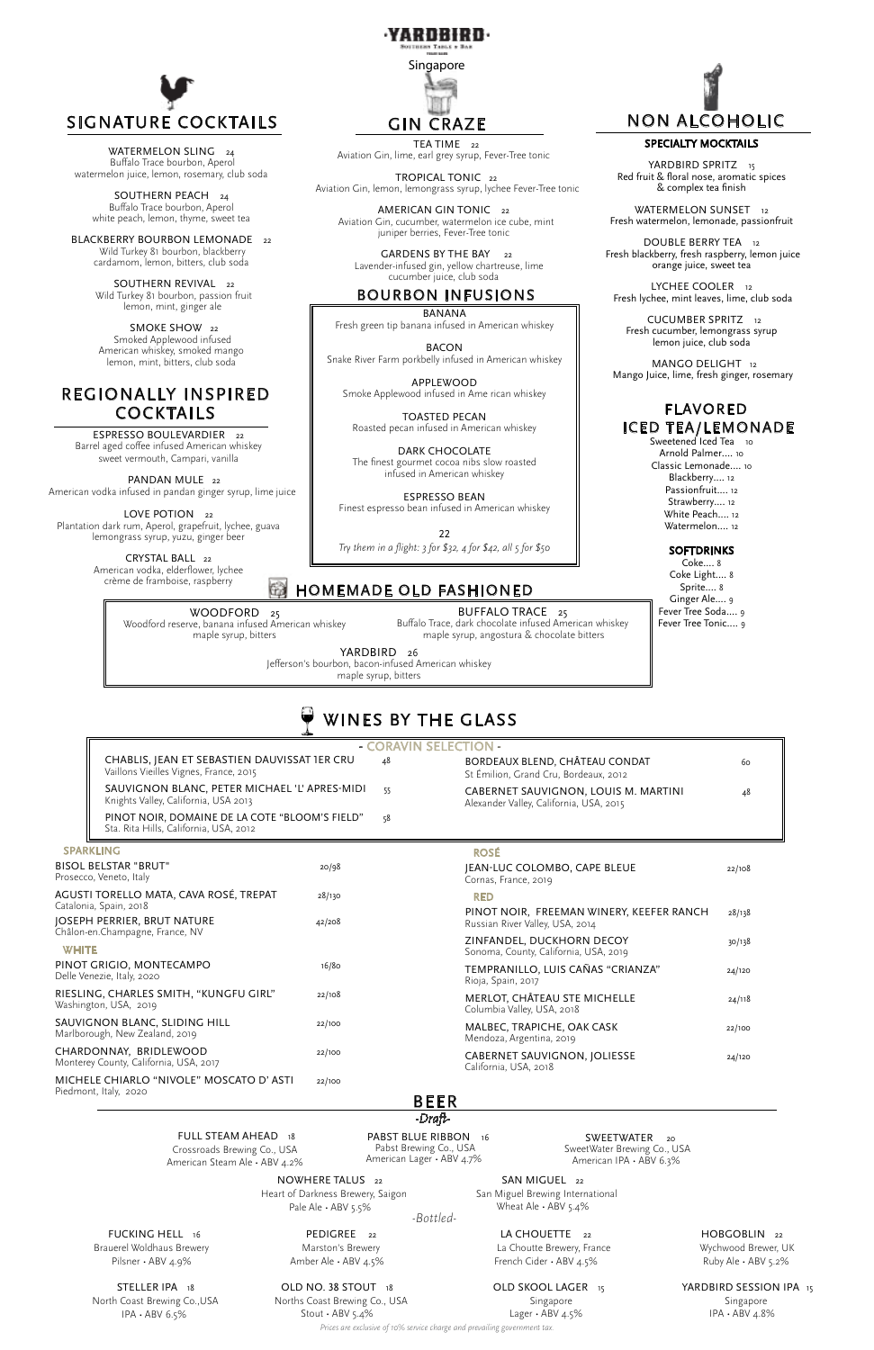# YARDBIRD

Southern Table & Bar

Singapore

## SIGNATURE COCKTAILS

WATERMELON SLING 24
Buffalo Trace bourbon, Aperol
watermelon juice, lemon, rosemary, club soda

SOUTHERN PEACH 24
Buffalo Trace bourbon, Aperol
white peach, lemon, thyme, sweet tea

BLACKBERRY BOURBON LEMONADE 22
Wild Turkey 81 bourbon, blackberry
cardamom, lemon, bitters, club soda

SOUTHERN REVIVAL 22
Wild Turkey 81 bourbon, passion fruit
lemon, mint, ginger ale

SMOKE SHOW 22
Smoked Applewood infused
American whiskey, smoked mango
lemon, mint, bitters, club soda

## REGIONALLY INSPIRED COCKTAILS

ESPRESSO BOULEVARDIER 22
Barrel aged coffee infused American whiskey
sweet vermouth, Campari, vanilla

PANDAN MULE 22
American vodka infused in pandan ginger syrup, lime juice

LOVE POTION 22
Plantation dark rum, Aperol, grapefruit, lychee, guava
lemongrass syrup, yuzu, ginger beer

CRYSTAL BALL 22
American vodka, elderflower, lychee
crème de framboise, raspberry

## GIN CRAZE

TEA TIME 22
Aviation Gin, lime, earl grey syrup, Fever-Tree tonic

TROPICAL TONIC 22
Aviation Gin, lemon, lemongrass syrup, lychee Fever-Tree tonic

AMERICAN GIN TONIC 22
Aviation Gin, cucumber, watermelon ice cube, mint
juniper berries, Fever-Tree tonic

GARDENS BY THE BAY 22
Lavender-infused gin, yellow chartreuse, lime
cucumber juice, club soda

## BOURBON INFUSIONS

BANANA
Fresh green tip banana infused in American whiskey

BACON
Snake River Farm porkbelly infused in American whiskey

APPLEWOOD
Smoke Applewood infused in Ame rican whiskey

TOASTED PECAN
Roasted pecan infused in American whiskey

DARK CHOCOLATE
The finest gourmet cocoa nibs slow roasted
infused in American whiskey

ESPRESSO BEAN
Finest espresso bean infused in American whiskey

22

*Try them in a flight: 3 for $32, 4 for $42, all 5 for $50*

## HOMEMADE OLD FASHIONED

WOODFORD 25
Woodford reserve, banana infused American whiskey
maple syrup, bitters

BUFFALO TRACE 25
Buffalo Trace, dark chocolate infused American whiskey
maple syrup, angostura & chocolate bitters

YARDBIRD 26
Jefferson's bourbon, bacon-infused American whiskey
maple syrup, bitters

## NON ALCOHOLIC

### SPECIALTY MOCKTAILS

YARDBIRD SPRITZ 15
Red fruit & floral nose, aromatic spices
& complex tea finish

WATERMELON SUNSET 12
Fresh watermelon, lemonade, passionfruit

DOUBLE BERRY TEA 12
Fresh blackberry, fresh raspberry, lemon juice
orange juice, sweet tea

LYCHEE COOLER 12
Fresh lychee, mint leaves, lime, club soda

CUCUMBER SPRITZ 12
Fresh cucumber, lemongrass syrup
lemon juice, club soda

MANGO DELIGHT 12
Mango Juice, lime, fresh ginger, rosemary

## FLAVORED ICED TEA/LEMONADE

Sweetened Iced Tea 10
Arnold Palmer.... 10
Classic Lemonade.... 10
Blackberry.... 12
Passionfruit.... 12
Strawberry.... 12
White Peach.... 12
Watermelon.... 12

### SOFTDRINKS

Coke.... 8
Coke Light.... 8
Sprite.... 8
Ginger Ale.... 9
Fever Tree Soda.... 9
Fever Tree Tonic.... 9

## WINES BY THE GLASS

### - CORAVIN SELECTION -

CHABLIS, JEAN ET SEBASTIEN DAUVISSAT 1ER CRU 48
Vaillons Vieilles Vignes, France, 2015

SAUVIGNON BLANC, PETER MICHAEL 'L' APRES-MIDI 55
Knights Valley, California, USA 2013

PINOT NOIR, DOMAINE DE LA COTE "BLOOM'S FIELD" 58
Sta. Rita Hills, California, USA, 2012

BORDEAUX BLEND, CHÂTEAU CONDAT 60
St Émilion, Grand Cru, Bordeaux, 2012

CABERNET SAUVIGNON, LOUIS M. MARTINI 48
Alexander Valley, California, USA, 2015

### SPARKLING

BISOL BELSTAR "BRUT" 20/98
Prosecco, Veneto, Italy

AGUSTI TORELLO MATA, CAVA ROSÉ, TREPAT 28/130
Catalonia, Spain, 2018

JOSEPH PERRIER, BRUT NATURE 42/208
Châlon-en.Champagne, France, NV

### WHITE

PINOT GRIGIO, MONTECAMPO 16/80
Delle Venezie, Italy, 2020

RIESLING, CHARLES SMITH, "KUNGFU GIRL" 22/108
Washington, USA, 2019

SAUVIGNON BLANC, SLIDING HILL 22/100
Marlborough, New Zealand, 2019

CHARDONNAY, BRIDLEWOOD 22/100
Monterey County, California, USA, 2017

MICHELE CHIARLO "NIVOLE" MOSCATO D' ASTI 22/100
Piedmont, Italy, 2020

### ROSÉ

JEAN-LUC COLOMBO, CAPE BLEUE 22/108
Cornas, France, 2019

### RED

PINOT NOIR, FREEMAN WINERY, KEEFER RANCH 28/138
Russian River Valley, USA, 2014

ZINFANDEL, DUCKHORN DECOY 30/138
Sonoma, County, California, USA, 2019

TEMPRANILLO, LUIS CAÑAS "CRIANZA" 24/120
Rioja, Spain, 2017

MERLOT, CHÂTEAU STE MICHELLE 24/118
Columbia Valley, USA, 2018

MALBEC, TRAPICHE, OAK CASK 22/100
Mendoza, Argentina, 2019

CABERNET SAUVIGNON, JOLIESSE 24/120
California, USA, 2018

## BEER

### -Draft-

FULL STEAM AHEAD 18
Crossroads Brewing Co., USA
American Steam Ale • ABV 4.2%

PABST BLUE RIBBON 16
Pabst Brewing Co., USA
American Lager • ABV 4.7%

SWEETWATER 20
SweetWater Brewing Co., USA
American IPA • ABV 6.3%

NOWHERE TALUS 22
Heart of Darkness Brewery, Saigon
Pale Ale • ABV 5.5%

SAN MIGUEL 22
San Miguel Brewing International
Wheat Ale • ABV 5.4%

### -Bottled-

FUCKING HELL 16
Brauerel Woldhaus Brewery
Pilsner • ABV 4.9%

PEDIGREE 22
Marston's Brewery
Amber Ale • ABV 4.5%

LA CHOUETTE 22
La Choutte Brewery, France
French Cider • ABV 4.5%

HOBGOBLIN 22
Wychwood Brewer, UK
Ruby Ale • ABV 5.2%

STELLER IPA 18
North Coast Brewing Co.,USA
IPA • ABV 6.5%

OLD NO. 38 STOUT 18
Norths Coast Brewing Co., USA
Stout • ABV 5.4%

OLD SKOOL LAGER 15
Singapore
Lager • ABV 4.5%

YARDBIRD SESSION IPA 15
Singapore
IPA • ABV 4.8%

*Prices are exclusive of 10% service charge and prevailing government tax.*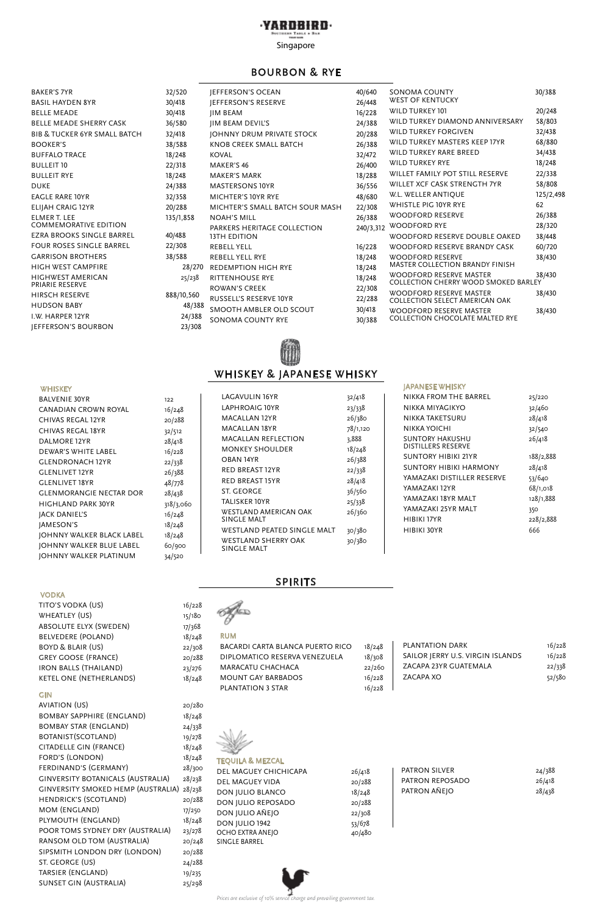# YARDBIRD

Southern Table & Bar

Singapore

## BOURBON & RYE

| | |
|---|---|
| BAKER'S 7YR | 32/520 |
| BASIL HAYDEN 8YR | 30/418 |
| BELLE MEADE | 30/418 |
| BELLE MEADE SHERRY CASK | 36/580 |
| BIB & TUCKER 6YR SMALL BATCH | 32/418 |
| BOOKER'S | 38/588 |
| BUFFALO TRACE | 18/248 |
| BULLEIT 10 | 22/318 |
| BULLEIT RYE | 18/248 |
| DUKE | 24/388 |
| EAGLE RARE 10YR | 32/358 |
| ELIJAH CRAIG 12YR | 20/288 |
| ELMER T. LEE COMMEMORATIVE EDITION | 135/1,858 |
| EZRA BROOKS SINGLE BARREL | 40/488 |
| FOUR ROSES SINGLE BARREL | 22/308 |
| GARRISON BROTHERS | 38/588 |
| HIGH WEST CAMPFIRE | 28/270 |
| HIGHWEST AMERICAN PRIARIE RESERVE | 25/238 |
| HIRSCH RESERVE | 888/10,560 |
| HUDSON BABY | 48/388 |
| I.W. HARPER 12YR | 24/388 |
| JEFFERSON'S BOURBON | 23/308 |
| JEFFERSON'S OCEAN | 40/640 |
| JEFFERSON'S RESERVE | 26/448 |
| JIM BEAM | 16/228 |
| JIM BEAM DEVIL'S | 24/388 |
| JOHNNY DRUM PRIVATE STOCK | 20/288 |
| KNOB CREEK SMALL BATCH | 26/388 |
| KOVAL | 32/472 |
| MAKER'S 46 | 26/400 |
| MAKER'S MARK | 18/288 |
| MASTERSONS 10YR | 36/556 |
| MICHTER'S 10YR RYE | 48/680 |
| MICHTER'S SMALL BATCH SOUR MASH | 22/308 |
| NOAH'S MILL | 26/388 |
| PARKERS HERITAGE COLLECTION 13TH EDITION | 240/3,312 |
| REBELL YELL | 16/228 |
| REBELL YELL RYE | 18/248 |
| REDEMPTION HIGH RYE | 18/248 |
| RITTENHOUSE RYE | 18/248 |
| ROWAN'S CREEK | 22/308 |
| RUSSELL'S RESERVE 10YR | 22/288 |
| SMOOTH AMBLER OLD SCOUT | 30/418 |
| SONOMA COUNTY RYE | 30/388 |
| SONOMA COUNTY WEST OF KENTUCKY | 30/388 |
| WILD TURKEY 101 | 20/248 |
| WILD TURKEY DIAMOND ANNIVERSARY | 58/803 |
| WILD TURKEY FORGIVEN | 32/438 |
| WILD TURKEY MASTERS KEEP 17YR | 68/880 |
| WILD TURKEY RARE BREED | 34/438 |
| WILD TURKEY RYE | 18/248 |
| WILLET FAMILY POT STILL RESERVE | 22/338 |
| WILLET XCF CASK STRENGTH 7YR | 58/808 |
| W.L. WELLER ANTIQUE | 125/2,498 |
| WHISTLE PIG 10YR RYE | 62 |
| WOODFORD RESERVE | 26/388 |
| WOODFORD RYE | 28/320 |
| WOODFORD RESERVE DOUBLE OAKED | 38/448 |
| WOODFORD RESERVE BRANDY CASK | 60/720 |
| WOODFORD RESERVE MASTER COLLECTION BRANDY FINISH | 38/430 |
| WOODFORD RESERVE MASTER COLLECTION CHERRY WOOD SMOKED BARLEY | 38/430 |
| WOODFORD RESERVE MASTER COLLECTION SELECT AMERICAN OAK | 38/430 |
| WOODFORD RESERVE MASTER COLLECTION CHOCOLATE MALTED RYE | 38/430 |

## WHISKEY & JAPANESE WHISKY

### WHISKEY

| | |
|---|---|
| BALVENIE 30YR | 122 |
| CANADIAN CROWN ROYAL | 16/248 |
| CHIVAS REGAL 12YR | 20/288 |
| CHIVAS REGAL 18YR | 32/512 |
| DALMORE 12YR | 28/418 |
| DEWAR'S WHITE LABEL | 16/228 |
| GLENDRONACH 12YR | 22/338 |
| GLENLIVET 12YR | 26/388 |
| GLENLIVET 18YR | 48/778 |
| GLENMORANGIE NECTAR DOR | 28/438 |
| HIGHLAND PARK 30YR | 318/3,060 |
| JACK DANIEL'S | 16/248 |
| JAMESON'S | 18/248 |
| JOHNNY WALKER BLACK LABEL | 18/248 |
| JOHNNY WALKER BLUE LABEL | 60/900 |
| JOHNNY WALKER PLATINUM | 34/520 |
| LAGAVULIN 16YR | 32/418 |
| LAPHROAIG 10YR | 23/338 |
| MACALLAN 12YR | 26/380 |
| MACALLAN 18YR | 78/1,120 |
| MACALLAN REFLECTION | 3,888 |
| MONKEY SHOULDER | 18/248 |
| OBAN 14YR | 26/388 |
| RED BREAST 12YR | 22/338 |
| RED BREAST 15YR | 28/418 |
| ST. GEORGE | 36/560 |
| TALISKER 10YR | 25/338 |
| WESTLAND AMERICAN OAK SINGLE MALT | 26/360 |
| WESTLAND PEATED SINGLE MALT | 30/380 |
| WESTLAND SHERRY OAK SINGLE MALT | 30/380 |

### JAPANESE WHISKY

| | |
|---|---|
| NIKKA FROM THE BARREL | 25/220 |
| NIKKA MIYAGIKYO | 32/460 |
| NIKKA TAKETSURU | 28/418 |
| NIKKA YOICHI | 32/540 |
| SUNTORY HAKUSHU DISTILLERS RESERVE | 26/418 |
| SUNTORY HIBIKI 21YR | 188/2,888 |
| SUNTORY HIBIKI HARMONY | 28/418 |
| YAMAZAKI DISTILLER RESERVE | 53/640 |
| YAMAZAKI 12YR | 68/1,018 |
| YAMAZAKI 18YR MALT | 128/1,888 |
| YAMAZAKI 25YR MALT | 350 |
| HIBIKI 17YR | 228/2,888 |
| HIBIKI 30YR | 666 |

## SPIRITS

### VODKA

| | |
|---|---|
| TITO'S VODKA (US) | 16/228 |
| WHEATLEY (US) | 15/180 |
| ABSOLUTE ELYX (SWEDEN) | 17/368 |
| BELVEDERE (POLAND) | 18/248 |
| BOYD & BLAIR (US) | 22/308 |
| GREY GOOSE (FRANCE) | 20/288 |
| IRON BALLS (THAILAND) | 23/276 |
| KETEL ONE (NETHERLANDS) | 18/248 |

### GIN

| | |
|---|---|
| AVIATION (US) | 20/280 |
| BOMBAY SAPPHIRE (ENGLAND) | 18/248 |
| BOMBAY STAR (ENGLAND) | 24/338 |
| BOTANIST(SCOTLAND) | 19/278 |
| CITADELLE GIN (FRANCE) | 18/248 |
| FORD'S (LONDON) | 18/248 |
| FERDINAND'S (GERMANY) | 28/300 |
| GINVERSITY BOTANICALS (AUSTRALIA) | 28/238 |
| GINVERSITY SMOKED HEMP (AUSTRALIA) | 28/238 |
| HENDRICK'S (SCOTLAND) | 20/288 |
| MOM (ENGLAND) | 17/250 |
| PLYMOUTH (ENGLAND) | 18/248 |
| POOR TOMS SYDNEY DRY (AUSTRALIA) | 23/278 |
| RANSOM OLD TOM (AUSTRALIA) | 20/248 |
| SIPSMITH LONDON DRY (LONDON) | 20/288 |
| ST. GEORGE (US) | 24/288 |
| TARSIER (ENGLAND) | 19/235 |
| SUNSET GIN (AUSTRALIA) | 25/298 |

### RUM

| | |
|---|---|
| BACARDI CARTA BLANCA PUERTO RICO | 18/248 |
| DIPLOMATICO RESERVA VENEZUELA | 18/308 |
| MARACATU CHACHACA | 22/260 |
| MOUNT GAY BARBADOS | 16/228 |
| PLANTATION 3 STAR | 16/228 |
| PLANTATION DARK | 16/228 |
| SAILOR JERRY U.S. VIRGIN ISLANDS | 16/228 |
| ZACAPA 23YR GUATEMALA | 22/338 |
| ZACAPA XO | 52/580 |

### TEQUILA & MEZCAL

| | |
|---|---|
| DEL MAGUEY CHICHICAPA | 26/418 |
| DEL MAGUEY VIDA | 20/288 |
| DON JULIO BLANCO | 18/248 |
| DON JULIO REPOSADO | 20/288 |
| DON JULIO AÑEJO | 22/308 |
| DON JULIO 1942 | 53/678 |
| OCHO EXTRA ANEJO SINGLE BARREL | 40/480 |
| PATRON SILVER | 24/388 |
| PATRON REPOSADO | 26/418 |
| PATRON AÑEJO | 28/438 |

*Prices are exclusive of 10% service charge and prevailing government tax.*